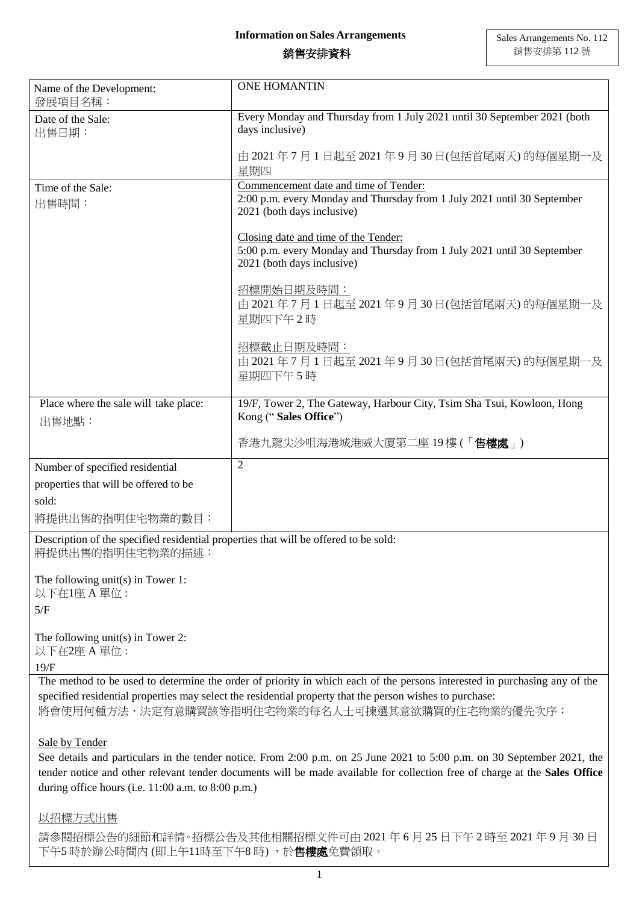# Information on Sales Arrangements

# 銷售安排資料

Sales Arrangements No. 112
銷售安排第 112 號

| | |
|---|---|
| Name of the Development:<br>發展項目名稱： | ONE HOMANTIN |
| Date of the Sale:<br>出售日期： | Every Monday and Thursday from 1 July 2021 until 30 September 2021 (both days inclusive)<br><br>由 2021 年 7 月 1 日起至 2021 年 9 月 30 日(包括首尾兩天) 的每個星期一及星期四 |
| Time of the Sale:<br>出售時間： | Commencement date and time of Tender:<br>2:00 p.m. every Monday and Thursday from 1 July 2021 until 30 September 2021 (both days inclusive)<br><br>Closing date and time of the Tender:<br>5:00 p.m. every Monday and Thursday from 1 July 2021 until 30 September 2021 (both days inclusive)<br><br>招標開始日期及時間：<br>由 2021 年 7 月 1 日起至 2021 年 9 月 30 日(包括首尾兩天) 的每個星期一及星期四下午 2 時<br><br>招標截止日期及時間：<br>由 2021 年 7 月 1 日起至 2021 年 9 月 30 日(包括首尾兩天) 的每個星期一及星期四下午 5 時 |
| Place where the sale will take place:<br>出售地點： | 19/F, Tower 2, The Gateway, Harbour City, Tsim Sha Tsui, Kowloon, Hong Kong (" **Sales Office**")<br><br>香港九龍尖沙咀海港城港威大廈第二座 19 樓 (「**售樓處**」) |
| Number of specified residential properties that will be offered to be sold:<br>將提供出售的指明住宅物業的數目： | 2 |

Description of the specified residential properties that will be offered to be sold:
將提供出售的指明住宅物業的描述：

The following unit(s) in Tower 1:
以下在1座 A 單位 :
5/F

The following unit(s) in Tower 2:
以下在2座 A 單位 :
19/F

The method to be used to determine the order of priority in which each of the persons interested in purchasing any of the specified residential properties may select the residential property that the person wishes to purchase:
將會使用何種方法，決定有意購買該等指明住宅物業的每名人士可揀選其意欲購買的住宅物業的優先次序：

Sale by Tender

See details and particulars in the tender notice. From 2:00 p.m. on 25 June 2021 to 5:00 p.m. on 30 September 2021, the tender notice and other relevant tender documents will be made available for collection free of charge at the **Sales Office** during office hours (i.e. 11:00 a.m. to 8:00 p.m.)

以招標方式出售

請參閱招標公告的細節和詳情。招標公告及其他相關招標文件可由 2021 年 6 月 25 日下午 2 時至 2021 年 9 月 30 日下午5 時於辦公時間內 (即上午11時至下午8 時) ，於**售樓處**免費領取。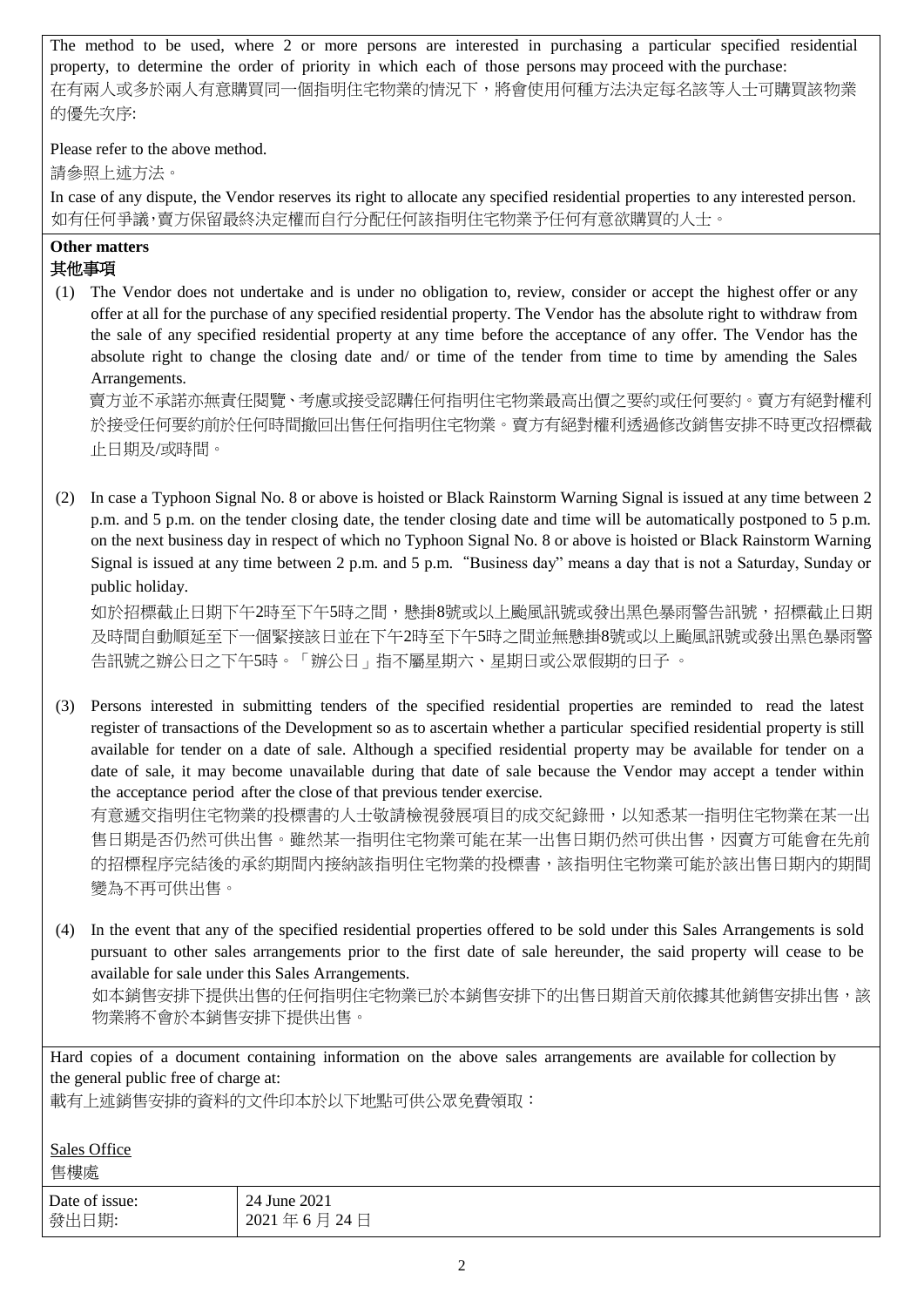The method to be used, where 2 or more persons are interested in purchasing a particular specified residential property, to determine the order of priority in which each of those persons may proceed with the purchase:
在有兩人或多於兩人有意購買同一個指明住宅物業的情況下，將會使用何種方法決定每名該等人士可購買該物業的優先次序:

Please refer to the above method.
請參照上述方法。

In case of any dispute, the Vendor reserves its right to allocate any specified residential properties to any interested person.
如有任何爭議,賣方保留最終決定權而自行分配任何該指明住宅物業予任何有意欲購買的人士。

**Other matters**
**其他事項**

(1) The Vendor does not undertake and is under no obligation to, review, consider or accept the highest offer or any offer at all for the purchase of any specified residential property. The Vendor has the absolute right to withdraw from the sale of any specified residential property at any time before the acceptance of any offer. The Vendor has the absolute right to change the closing date and/ or time of the tender from time to time by amending the Sales Arrangements.
賣方並不承諾亦無責任閱覽、考慮或接受認購任何指明住宅物業最高出價之要約或任何要約。賣方有絕對權利於接受任何要約前於任何時間撤回出售任何指明住宅物業。賣方有絕對權利透過修改銷售安排不時更改招標截止日期及/或時間。

(2) In case a Typhoon Signal No. 8 or above is hoisted or Black Rainstorm Warning Signal is issued at any time between 2 p.m. and 5 p.m. on the tender closing date, the tender closing date and time will be automatically postponed to 5 p.m. on the next business day in respect of which no Typhoon Signal No. 8 or above is hoisted or Black Rainstorm Warning Signal is issued at any time between 2 p.m. and 5 p.m. "Business day" means a day that is not a Saturday, Sunday or public holiday.
如於招標截止日期下午2時至下午5時之間，懸掛8號或以上颱風訊號或發出黑色暴雨警告訊號，招標截止日期及時間自動順延至下一個緊接該日並在下午2時至下午5時之間並無懸掛8號或以上颱風訊號或發出黑色暴雨警告訊號之辦公日之下午5時。「辦公日」指不屬星期六、星期日或公眾假期的日子 。

(3) Persons interested in submitting tenders of the specified residential properties are reminded to read the latest register of transactions of the Development so as to ascertain whether a particular specified residential property is still available for tender on a date of sale. Although a specified residential property may be available for tender on a date of sale, it may become unavailable during that date of sale because the Vendor may accept a tender within the acceptance period after the close of that previous tender exercise.
有意遞交指明住宅物業的投標書的人士敬請檢視發展項目的成交紀錄冊，以知悉某一指明住宅物業在某一出售日期是否仍然可供出售。雖然某一指明住宅物業可能在某一出售日期仍然可供出售，因賣方可能會在先前的招標程序完結後的承約期間內接納該指明住宅物業的投標書，該指明住宅物業可能於該出售日期內的期間變為不再可供出售。

(4) In the event that any of the specified residential properties offered to be sold under this Sales Arrangements is sold pursuant to other sales arrangements prior to the first date of sale hereunder, the said property will cease to be available for sale under this Sales Arrangements.
如本銷售安排下提供出售的任何指明住宅物業已於本銷售安排下的出售日期首天前依據其他銷售安排出售，該物業將不會於本銷售安排下提供出售。

Hard copies of a document containing information on the above sales arrangements are available for collection by the general public free of charge at:
載有上述銷售安排的資料的文件印本於以下地點可供公眾免費領取：

Sales Office
售樓處

| | |
|---|---|
| Date of issue:<br>發出日期: | 24 June 2021<br>2021 年 6 月 24 日 |